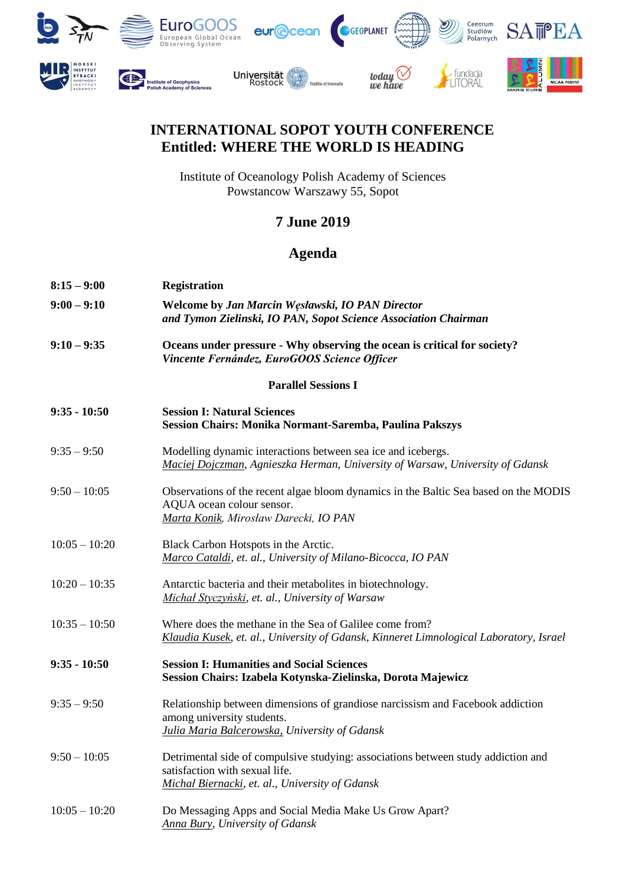# INTERNATIONAL SOPOT YOUTH CONFERENCE
# Entitled: WHERE THE WORLD IS HEADING

Institute of Oceanology Polish Academy of Sciences
Powstancow Warszawy 55, Sopot

## 7 June 2019

## Agenda

**8:15 – 9:00** **Registration**

**9:00 – 9:10** **Welcome by *Jan Marcin Węsławski, IO PAN Director* *and Tymon Zielinski, IO PAN, Sopot Science Association Chairman***

**9:10 – 9:35** **Oceans under pressure - Why observing the ocean is critical for society?**
***Vincente Fernández, EuroGOOS Science Officer***

**Parallel Sessions I**

**9:35 - 10:50** **Session I: Natural Sciences**
**Session Chairs: Monika Normant-Saremba, Paulina Pakszys**

9:35 – 9:50 Modelling dynamic interactions between sea ice and icebergs.
*Maciej Dojczman, Agnieszka Herman, University of Warsaw, University of Gdansk*

9:50 – 10:05 Observations of the recent algae bloom dynamics in the Baltic Sea based on the MODIS AQUA ocean colour sensor.
*Marta Konik, Mirosław Darecki, IO PAN*

10:05 – 10:20 Black Carbon Hotspots in the Arctic.
*Marco Cataldi, et. al., University of Milano-Bicocca, IO PAN*

10:20 – 10:35 Antarctic bacteria and their metabolites in biotechnology.
*Michał Styczyński, et. al., University of Warsaw*

10:35 – 10:50 Where does the methane in the Sea of Galilee come from?
*Klaudia Kusek, et. al., University of Gdansk, Kinneret Limnological Laboratory, Israel*

**9:35 - 10:50** **Session I: Humanities and Social Sciences**
**Session Chairs: Izabela Kotynska-Zielinska, Dorota Majewicz**

9:35 – 9:50 Relationship between dimensions of grandiose narcissism and Facebook addiction among university students.
*Julia Maria Balcerowska, University of Gdansk*

9:50 – 10:05 Detrimental side of compulsive studying: associations between study addiction and satisfaction with sexual life.
*Michał Biernacki, et. al., University of Gdansk*

10:05 – 10:20 Do Messaging Apps and Social Media Make Us Grow Apart?
*Anna Bury, University of Gdansk*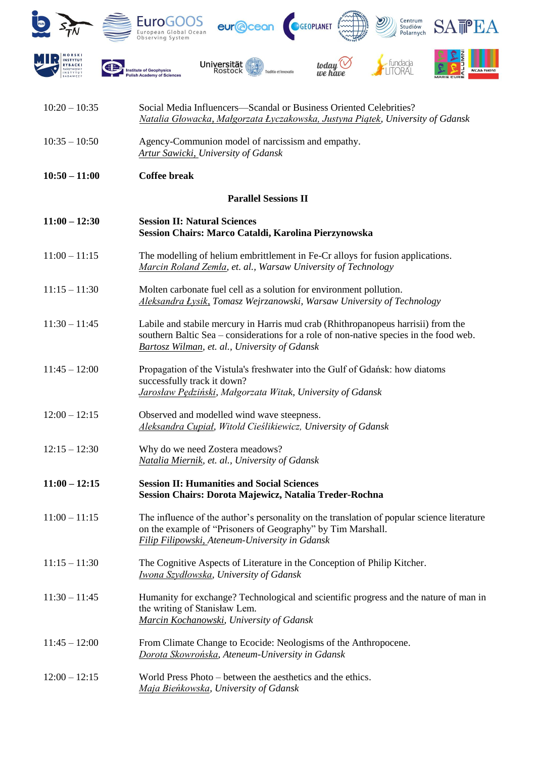10:20 – 10:35 Social Media Influencers—Scandal or Business Oriented Celebrities?
*Natalia Głowacka, Małgorzata Łyczakowska, Justyna Piątek, University of Gdansk*

10:35 – 10:50 Agency-Communion model of narcissism and empathy.
*Artur Sawicki, University of Gdansk*

**10:50 – 11:00 Coffee break**

## Parallel Sessions II

**11:00 – 12:30 Session II: Natural Sciences**
**Session Chairs: Marco Cataldi, Karolina Pierzynowska**

11:00 – 11:15 The modelling of helium embrittlement in Fe-Cr alloys for fusion applications.
*Marcin Roland Zemła, et. al., Warsaw University of Technology*

11:15 – 11:30 Molten carbonate fuel cell as a solution for environment pollution.
*Aleksandra Łysik, Tomasz Wejrzanowski, Warsaw University of Technology*

11:30 – 11:45 Labile and stabile mercury in Harris mud crab (Rhithropanopeus harrisii) from the southern Baltic Sea – considerations for a role of non-native species in the food web.
*Bartosz Wilman, et. al., University of Gdansk*

11:45 – 12:00 Propagation of the Vistula's freshwater into the Gulf of Gdańsk: how diatoms successfully track it down?
*Jarosław Pędziński, Małgorzata Witak, University of Gdansk*

12:00 – 12:15 Observed and modelled wind wave steepness.
*Aleksandra Cupiał, Witold Cieślikiewicz, University of Gdansk*

12:15 – 12:30 Why do we need Zostera meadows?
*Natalia Miernik, et. al., University of Gdansk*

**11:00 – 12:15 Session II: Humanities and Social Sciences**
**Session Chairs: Dorota Majewicz, Natalia Treder-Rochna**

11:00 – 11:15 The influence of the author's personality on the translation of popular science literature on the example of "Prisoners of Geography" by Tim Marshall.
*Filip Filipowski, Ateneum-University in Gdansk*

11:15 – 11:30 The Cognitive Aspects of Literature in the Conception of Philip Kitcher.
*Iwona Szydłowska, University of Gdansk*

11:30 – 11:45 Humanity for exchange? Technological and scientific progress and the nature of man in the writing of Stanisław Lem.
*Marcin Kochanowski, University of Gdansk*

11:45 – 12:00 From Climate Change to Ecocide: Neologisms of the Anthropocene.
*Dorota Skowrońska, Ateneum-University in Gdansk*

12:00 – 12:15 World Press Photo – between the aesthetics and the ethics.
*Maja Bieńkowska, University of Gdansk*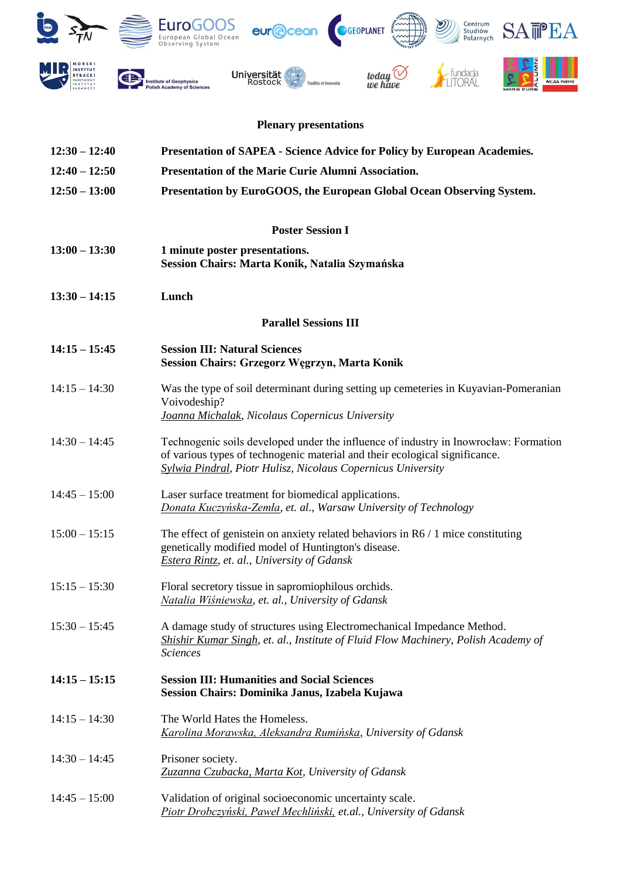## Plenary presentations

**12:30 – 12:40** **Presentation of SAPEA - Science Advice for Policy by European Academies.**

**12:40 – 12:50** **Presentation of the Marie Curie Alumni Association.**

**12:50 – 13:00** **Presentation by EuroGOOS, the European Global Ocean Observing System.**

## Poster Session I

**13:00 – 13:30** **1 minute poster presentations.**
**Session Chairs: Marta Konik, Natalia Szymańska**

**13:30 – 14:15** **Lunch**

## Parallel Sessions III

**14:15 – 15:45** **Session III: Natural Sciences**
**Session Chairs: Grzegorz Węgrzyn, Marta Konik**

14:15 – 14:30 Was the type of soil determinant during setting up cemeteries in Kuyavian-Pomeranian Voivodeship?
*Joanna Michalak, Nicolaus Copernicus University*

14:30 – 14:45 Technogenic soils developed under the influence of industry in Inowrocław: Formation of various types of technogenic material and their ecological significance.
*Sylwia Pindral, Piotr Hulisz, Nicolaus Copernicus University*

14:45 – 15:00 Laser surface treatment for biomedical applications.
*Donata Kuczyńska-Zemła, et. al., Warsaw University of Technology*

15:00 – 15:15 The effect of genistein on anxiety related behaviors in R6 / 1 mice constituting genetically modified model of Huntington's disease.
*Estera Rintz, et. al., University of Gdansk*

15:15 – 15:30 Floral secretory tissue in sapromiophilous orchids.
*Natalia Wiśniewska, et. al., University of Gdansk*

15:30 – 15:45 A damage study of structures using Electromechanical Impedance Method.
*Shishir Kumar Singh, et. al., Institute of Fluid Flow Machinery, Polish Academy of Sciences*

**14:15 – 15:15** **Session III: Humanities and Social Sciences**
**Session Chairs: Dominika Janus, Izabela Kujawa**

14:15 – 14:30 The World Hates the Homeless.
*Karolina Morawska, Aleksandra Rumińska, University of Gdansk*

14:30 – 14:45 Prisoner society.
*Zuzanna Czubacka, Marta Kot, University of Gdansk*

14:45 – 15:00 Validation of original socioeconomic uncertainty scale.
*Piotr Drobczyński, Paweł Mechliński, et.al., University of Gdansk*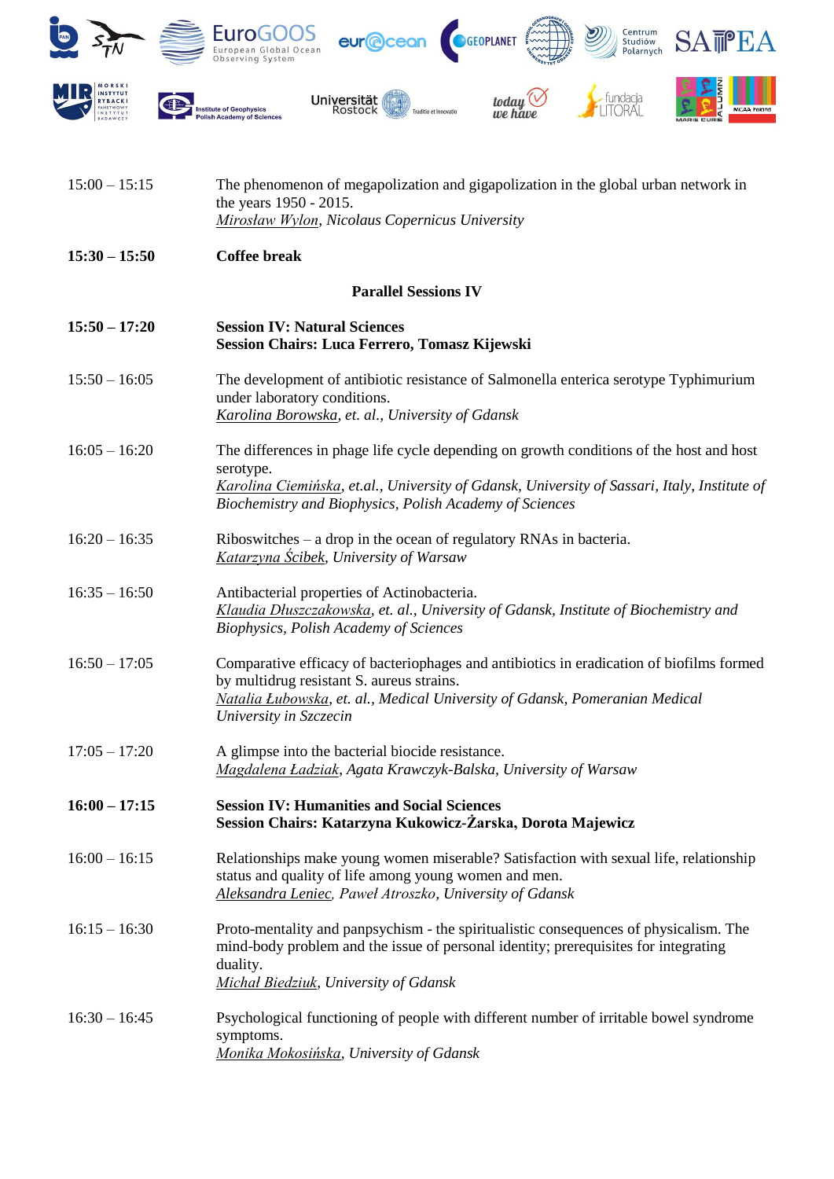15:00 – 15:15 The phenomenon of megapolization and gigapolization in the global urban network in the years 1950 - 2015.
*Mirosław Wylon, Nicolaus Copernicus University*

**15:30 – 15:50 Coffee break**

**Parallel Sessions IV**

**15:50 – 17:20 Session IV: Natural Sciences**
**Session Chairs: Luca Ferrero, Tomasz Kijewski**

15:50 – 16:05 The development of antibiotic resistance of Salmonella enterica serotype Typhimurium under laboratory conditions.
*Karolina Borowska, et. al., University of Gdansk*

16:05 – 16:20 The differences in phage life cycle depending on growth conditions of the host and host serotype.
*Karolina Ciemińska, et.al., University of Gdansk, University of Sassari, Italy, Institute of Biochemistry and Biophysics, Polish Academy of Sciences*

16:20 – 16:35 Riboswitches – a drop in the ocean of regulatory RNAs in bacteria.
*Katarzyna Ścibek, University of Warsaw*

16:35 – 16:50 Antibacterial properties of Actinobacteria.
*Klaudia Dłuszczakowska, et. al., University of Gdansk, Institute of Biochemistry and Biophysics, Polish Academy of Sciences*

16:50 – 17:05 Comparative efficacy of bacteriophages and antibiotics in eradication of biofilms formed by multidrug resistant S. aureus strains.
*Natalia Łubowska, et. al., Medical University of Gdansk, Pomeranian Medical University in Szczecin*

17:05 – 17:20 A glimpse into the bacterial biocide resistance.
*Magdalena Ładziak, Agata Krawczyk-Balska, University of Warsaw*

**16:00 – 17:15 Session IV: Humanities and Social Sciences**
**Session Chairs: Katarzyna Kukowicz-Żarska, Dorota Majewicz**

16:00 – 16:15 Relationships make young women miserable? Satisfaction with sexual life, relationship status and quality of life among young women and men.
*Aleksandra Leniec, Paweł Atroszko, University of Gdansk*

16:15 – 16:30 Proto-mentality and panpsychism - the spiritualistic consequences of physicalism. The mind-body problem and the issue of personal identity; prerequisites for integrating duality.
*Michał Biedziuk, University of Gdansk*

16:30 – 16:45 Psychological functioning of people with different number of irritable bowel syndrome symptoms.
*Monika Mokosińska, University of Gdansk*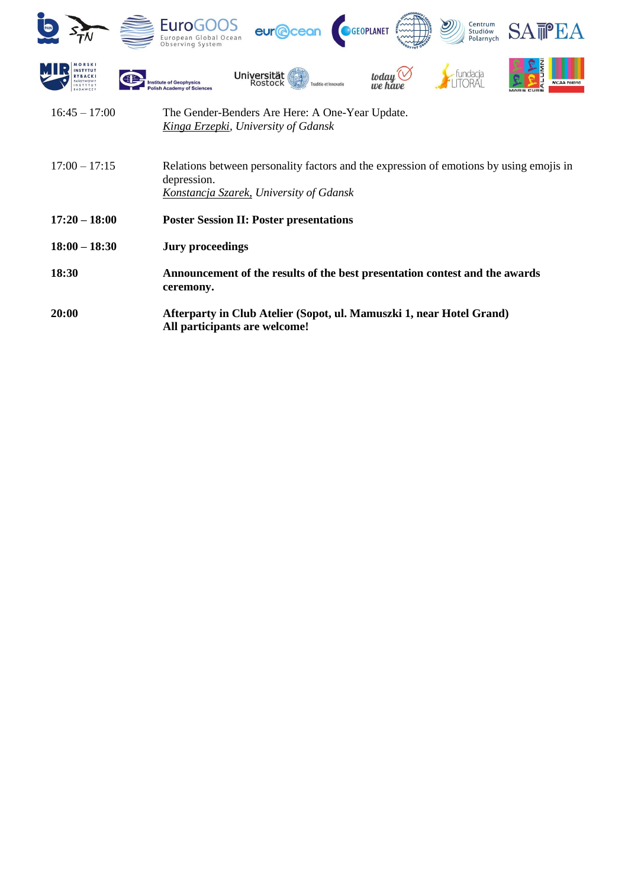| | |
|---|---|
| 16:45 – 17:00 | The Gender-Benders Are Here: A One-Year Update.<br>*Kinga Erzepki, University of Gdansk* |
| 17:00 – 17:15 | Relations between personality factors and the expression of emotions by using emojis in depression.<br>*Konstancja Szarek, University of Gdansk* |
| **17:20 – 18:00** | **Poster Session II: Poster presentations** |
| **18:00 – 18:30** | **Jury proceedings** |
| **18:30** | **Announcement of the results of the best presentation contest and the awards ceremony.** |
| **20:00** | **Afterparty in Club Atelier (Sopot, ul. Mamuszki 1, near Hotel Grand)**<br>**All participants are welcome!** |